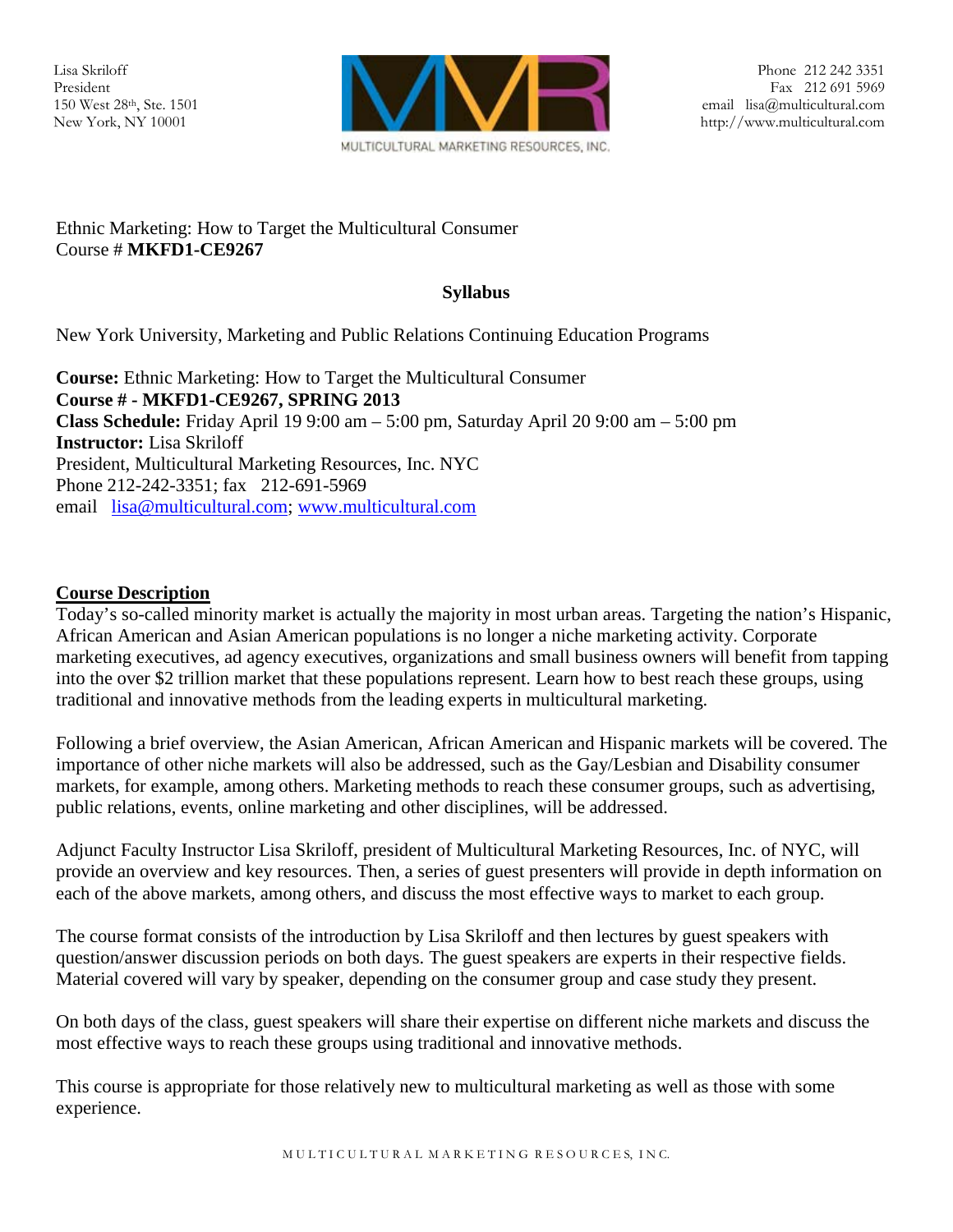Lisa Skriloff
President
150 West 28th, Ste. 1501
New York, NY 10001

MULTICULTURAL MARKETING RESOURCES, INC.

Phone 212 242 3351
Fax 212 691 5969
email lisa@multicultural.com
http://www.multicultural.com

Ethnic Marketing: How to Target the Multicultural Consumer
Course # **MKFD1-CE9267**

## Syllabus

New York University, Marketing and Public Relations Continuing Education Programs

**Course:** Ethnic Marketing: How to Target the Multicultural Consumer
**Course # - MKFD1-CE9267, SPRING 2013**
**Class Schedule:** Friday April 19 9:00 am – 5:00 pm, Saturday April 20 9:00 am – 5:00 pm
**Instructor:** Lisa Skriloff
President, Multicultural Marketing Resources, Inc. NYC
Phone 212-242-3351; fax 212-691-5969
email lisa@multicultural.com; www.multicultural.com

## Course Description

Today's so-called minority market is actually the majority in most urban areas. Targeting the nation's Hispanic, African American and Asian American populations is no longer a niche marketing activity. Corporate marketing executives, ad agency executives, organizations and small business owners will benefit from tapping into the over $2 trillion market that these populations represent. Learn how to best reach these groups, using traditional and innovative methods from the leading experts in multicultural marketing.

Following a brief overview, the Asian American, African American and Hispanic markets will be covered. The importance of other niche markets will also be addressed, such as the Gay/Lesbian and Disability consumer markets, for example, among others. Marketing methods to reach these consumer groups, such as advertising, public relations, events, online marketing and other disciplines, will be addressed.

Adjunct Faculty Instructor Lisa Skriloff, president of Multicultural Marketing Resources, Inc. of NYC, will provide an overview and key resources. Then, a series of guest presenters will provide in depth information on each of the above markets, among others, and discuss the most effective ways to market to each group.

The course format consists of the introduction by Lisa Skriloff and then lectures by guest speakers with question/answer discussion periods on both days. The guest speakers are experts in their respective fields. Material covered will vary by speaker, depending on the consumer group and case study they present.

On both days of the class, guest speakers will share their expertise on different niche markets and discuss the most effective ways to reach these groups using traditional and innovative methods.

This course is appropriate for those relatively new to multicultural marketing as well as those with some experience.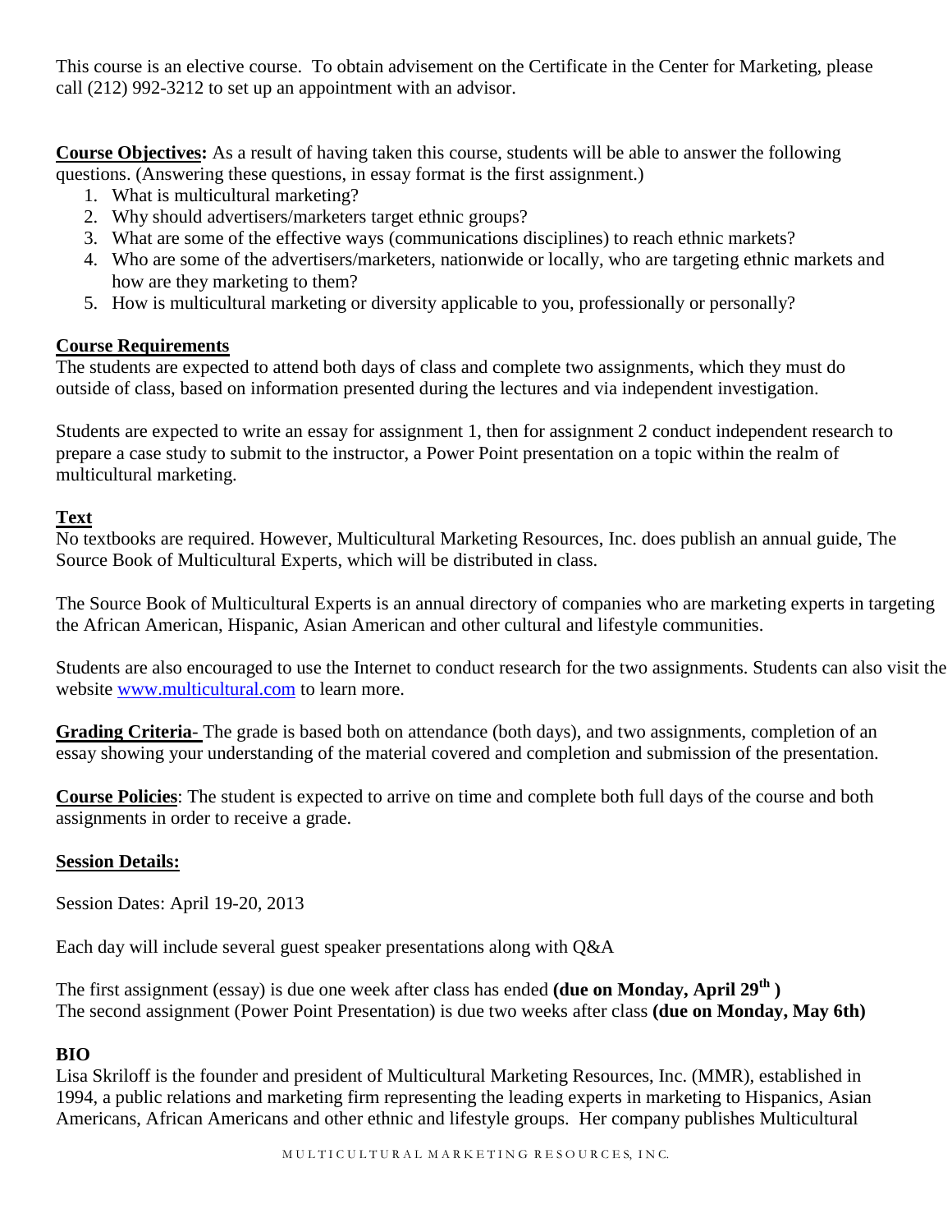This course is an elective course. To obtain advisement on the Certificate in the Center for Marketing, please call (212) 992-3212 to set up an appointment with an advisor.

**Course Objectives:** As a result of having taken this course, students will be able to answer the following questions. (Answering these questions, in essay format is the first assignment.)

1. What is multicultural marketing?
2. Why should advertisers/marketers target ethnic groups?
3. What are some of the effective ways (communications disciplines) to reach ethnic markets?
4. Who are some of the advertisers/marketers, nationwide or locally, who are targeting ethnic markets and how are they marketing to them?
5. How is multicultural marketing or diversity applicable to you, professionally or personally?

**Course Requirements**

The students are expected to attend both days of class and complete two assignments, which they must do outside of class, based on information presented during the lectures and via independent investigation.

Students are expected to write an essay for assignment 1, then for assignment 2 conduct independent research to prepare a case study to submit to the instructor, a Power Point presentation on a topic within the realm of multicultural marketing.

**Text**

No textbooks are required. However, Multicultural Marketing Resources, Inc. does publish an annual guide, The Source Book of Multicultural Experts, which will be distributed in class.

The Source Book of Multicultural Experts is an annual directory of companies who are marketing experts in targeting the African American, Hispanic, Asian American and other cultural and lifestyle communities.

Students are also encouraged to use the Internet to conduct research for the two assignments. Students can also visit the website www.multicultural.com to learn more.

**Grading Criteria-** The grade is based both on attendance (both days), and two assignments, completion of an essay showing your understanding of the material covered and completion and submission of the presentation.

**Course Policies**: The student is expected to arrive on time and complete both full days of the course and both assignments in order to receive a grade.

**Session Details:**

Session Dates: April 19-20, 2013

Each day will include several guest speaker presentations along with Q&A

The first assignment (essay) is due one week after class has ended **(due on Monday, April 29th )**
The second assignment (Power Point Presentation) is due two weeks after class **(due on Monday, May 6th)**

**BIO**

Lisa Skriloff is the founder and president of Multicultural Marketing Resources, Inc. (MMR), established in 1994, a public relations and marketing firm representing the leading experts in marketing to Hispanics, Asian Americans, African Americans and other ethnic and lifestyle groups. Her company publishes Multicultural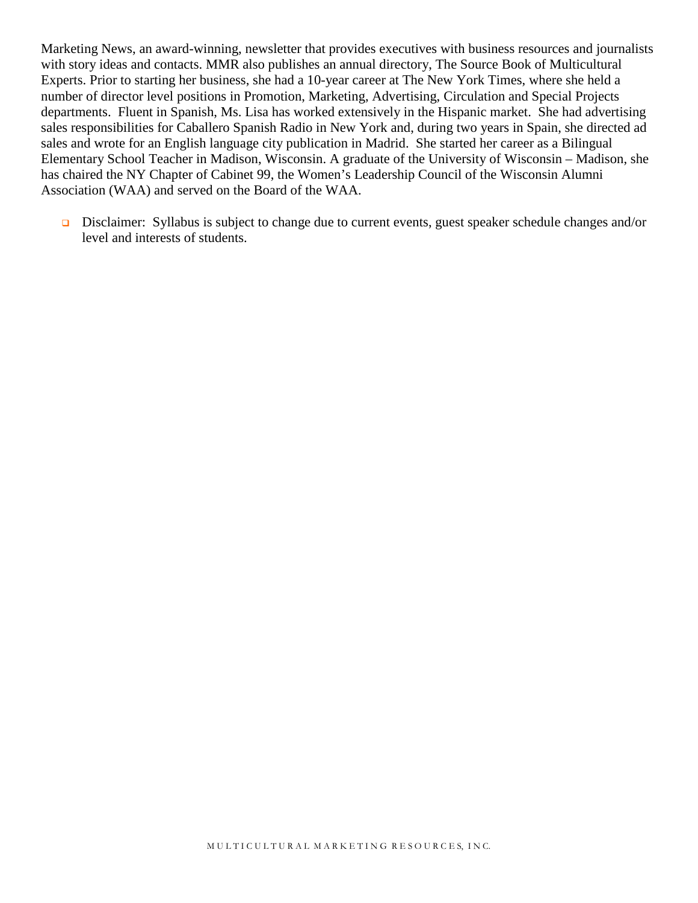Marketing News, an award-winning, newsletter that provides executives with business resources and journalists with story ideas and contacts. MMR also publishes an annual directory, The Source Book of Multicultural Experts. Prior to starting her business, she had a 10-year career at The New York Times, where she held a number of director level positions in Promotion, Marketing, Advertising, Circulation and Special Projects departments. Fluent in Spanish, Ms. Lisa has worked extensively in the Hispanic market. She had advertising sales responsibilities for Caballero Spanish Radio in New York and, during two years in Spain, she directed ad sales and wrote for an English language city publication in Madrid. She started her career as a Bilingual Elementary School Teacher in Madison, Wisconsin. A graduate of the University of Wisconsin – Madison, she has chaired the NY Chapter of Cabinet 99, the Women's Leadership Council of the Wisconsin Alumni Association (WAA) and served on the Board of the WAA.

- Disclaimer: Syllabus is subject to change due to current events, guest speaker schedule changes and/or level and interests of students.